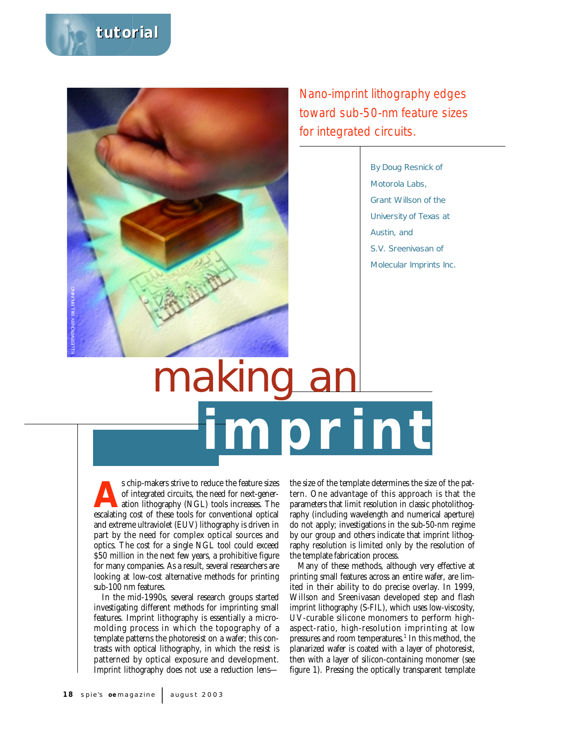tutorial

# making an imprint

*Nano-imprint lithography edges toward sub-50-nm feature sizes for integrated circuits.*

By Doug Resnick of Motorola Labs, Grant Willson of the University of Texas at Austin, and S.V. Sreenivasan of Molecular Imprints Inc.

ILLUSTRATION BY BILL BRUNING

As chip-makers strive to reduce the feature sizes of integrated circuits, the need for next-generation lithography (NGL) tools increases. The escalating cost of these tools for conventional optical and extreme ultraviolet (EUV) lithography is driven in part by the need for complex optical sources and optics. The cost for a single NGL tool could exceed $50 million in the next few years, a prohibitive figure for many companies. As a result, several researchers are looking at low-cost alternative methods for printing sub-100 nm features.

In the mid-1990s, several research groups started investigating different methods for imprinting small features. Imprint lithography is essentially a micromolding process in which the topography of a template patterns the photoresist on a wafer; this contrasts with optical lithography, in which the resist is patterned by optical exposure and development. Imprint lithography does not use a reduction lens—the size of the template determines the size of the pattern. One advantage of this approach is that the parameters that limit resolution in classic photolithography (including wavelength and numerical aperture) do not apply; investigations in the sub-50-nm regime by our group and others indicate that imprint lithography resolution is limited only by the resolution of the template fabrication process.

Many of these methods, although very effective at printing small features across an entire wafer, are limited in their ability to do precise overlay. In 1999, Willson and Sreenivasan developed step and flash imprint lithography (S-FIL), which uses low-viscosity, UV-curable silicone monomers to perform high-aspect-ratio, high-resolution imprinting at low pressures and room temperatures.[1] In this method, the planarized wafer is coated with a layer of photoresist, then with a layer of silicon-containing monomer (see figure 1). Pressing the optically transparent template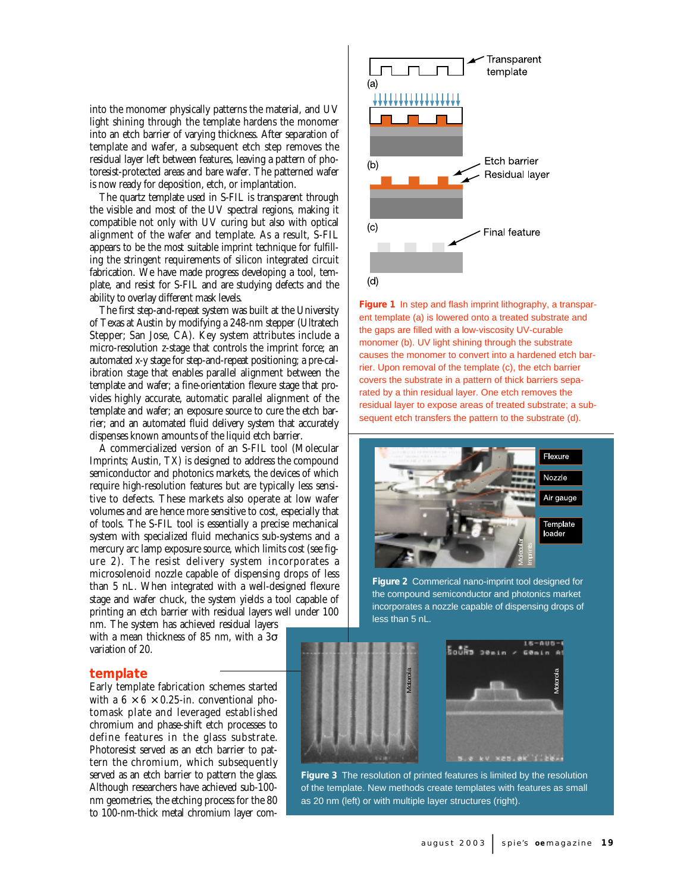into the monomer physically patterns the material, and UV light shining through the template hardens the monomer into an etch barrier of varying thickness. After separation of template and wafer, a subsequent etch step removes the residual layer left between features, leaving a pattern of photoresist-protected areas and bare wafer. The patterned wafer is now ready for deposition, etch, or implantation.

The quartz template used in S-FIL is transparent through the visible and most of the UV spectral regions, making it compatible not only with UV curing but also with optical alignment of the wafer and template. As a result, S-FIL appears to be the most suitable imprint technique for fulfilling the stringent requirements of silicon integrated circuit fabrication. We have made progress developing a tool, template, and resist for S-FIL and are studying defects and the ability to overlay different mask levels.

The first step-and-repeat system was built at the University of Texas at Austin by modifying a 248-nm stepper (Ultratech Stepper; San Jose, CA). Key system attributes include a micro-resolution z-stage that controls the imprint force; an automated x-y stage for step-and-repeat positioning; a pre-calibration stage that enables parallel alignment between the template and wafer; a fine-orientation flexure stage that provides highly accurate, automatic parallel alignment of the template and wafer; an exposure source to cure the etch barrier; and an automated fluid delivery system that accurately dispenses known amounts of the liquid etch barrier.

A commercialized version of an S-FIL tool (Molecular Imprints; Austin, TX) is designed to address the compound semiconductor and photonics markets, the devices of which require high-resolution features but are typically less sensitive to defects. These markets also operate at low wafer volumes and are hence more sensitive to cost, especially that of tools. The S-FIL tool is essentially a precise mechanical system with specialized fluid mechanics sub-systems and a mercury arc lamp exposure source, which limits cost (see figure 2). The resist delivery system incorporates a microsolenoid nozzle capable of dispensing drops of less than 5 nL. When integrated with a well-designed flexure stage and wafer chuck, the system yields a tool capable of printing an etch barrier with residual layers well under 100 nm. The system has achieved residual layers with a mean thickness of 85 nm, with a 3σ variation of 20.

## template

Early template fabrication schemes started with a 6 × 6 × 0.25-in. conventional photomask plate and leveraged established chromium and phase-shift etch processes to define features in the glass substrate. Photoresist served as an etch barrier to pattern the chromium, which subsequently served as an etch barrier to pattern the glass. Although researchers have achieved sub-100-nm geometries, the etching process for the 80 to 100-nm-thick metal chromium layer com-

**Figure 1** In step and flash imprint lithography, a transparent template (a) is lowered onto a treated substrate and the gaps are filled with a low-viscosity UV-curable monomer (b). UV light shining through the substrate causes the monomer to convert into a hardened etch barrier. Upon removal of the template (c), the etch barrier covers the substrate in a pattern of thick barriers separated by a thin residual layer. One etch removes the residual layer to expose areas of treated substrate; a subsequent etch transfers the pattern to the substrate (d).

**Figure 2** Commerical nano-imprint tool designed for the compound semiconductor and photonics market incorporates a nozzle capable of dispensing drops of less than 5 nL.

**Figure 3** The resolution of printed features is limited by the resolution of the template. New methods create templates with features as small as 20 nm (left) or with multiple layer structures (right).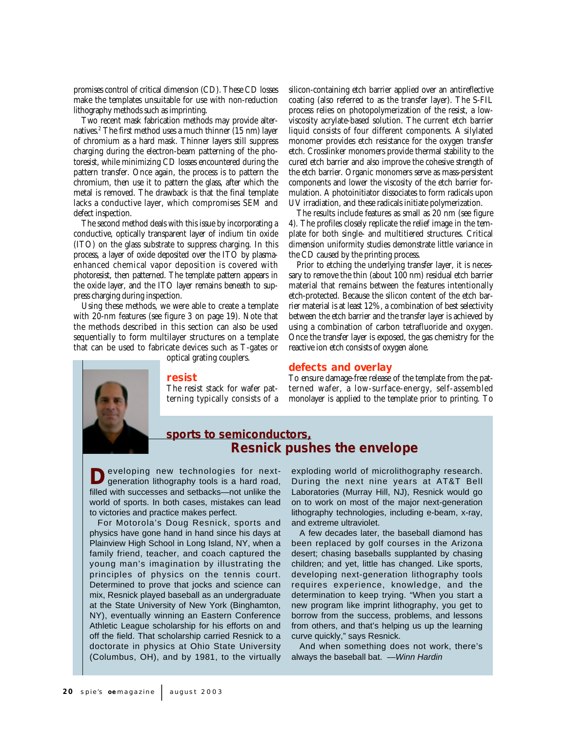promises control of critical dimension (CD). These CD losses make the templates unsuitable for use with non-reduction lithography methods such as imprinting.

Two recent mask fabrication methods may provide alternatives.[2] The first method uses a much thinner (15 nm) layer of chromium as a hard mask. Thinner layers still suppress charging during the electron-beam patterning of the photoresist, while minimizing CD losses encountered during the pattern transfer. Once again, the process is to pattern the chromium, then use it to pattern the glass, after which the metal is removed. The drawback is that the final template lacks a conductive layer, which compromises SEM and defect inspection.

The second method deals with this issue by incorporating a conductive, optically transparent layer of indium tin oxide (ITO) on the glass substrate to suppress charging. In this process, a layer of oxide deposited over the ITO by plasma-enhanced chemical vapor deposition is covered with photoresist, then patterned. The template pattern appears in the oxide layer, and the ITO layer remains beneath to suppress charging during inspection.

Using these methods, we were able to create a template with 20-nm features (see figure 3 on page 19). Note that the methods described in this section can also be used sequentially to form multilayer structures on a template that can be used to fabricate devices such as T-gates or optical grating couplers.

## resist

The resist stack for wafer patterning typically consists of a silicon-containing etch barrier applied over an antireflective coating (also referred to as the transfer layer). The S-FIL process relies on photopolymerization of the resist, a low-viscosity acrylate-based solution. The current etch barrier liquid consists of four different components. A silylated monomer provides etch resistance for the oxygen transfer etch. Crosslinker monomers provide thermal stability to the cured etch barrier and also improve the cohesive strength of the etch barrier. Organic monomers serve as mass-persistent components and lower the viscosity of the etch barrier formulation. A photoinitiator dissociates to form radicals upon UV irradiation, and these radicals initiate polymerization.

The results include features as small as 20 nm (see figure 4). The profiles closely replicate the relief image in the template for both single- and multitiered structures. Critical dimension uniformity studies demonstrate little variance in the CD caused by the printing process.

Prior to etching the underlying transfer layer, it is necessary to remove the thin (about 100 nm) residual etch barrier material that remains between the features intentionally etch-protected. Because the silicon content of the etch barrier material is at least 12%, a combination of best selectivity between the etch barrier and the transfer layer is achieved by using a combination of carbon tetrafluoride and oxygen. Once the transfer layer is exposed, the gas chemistry for the reactive ion etch consists of oxygen alone.

## defects and overlay

To ensure damage-free release of the template from the patterned wafer, a low-surface-energy, self-assembled monolayer is applied to the template prior to printing. To

---

## sports to semiconductors, Resnick pushes the envelope

Developing new technologies for next-generation lithography tools is a hard road, filled with successes and setbacks—not unlike the world of sports. In both cases, mistakes can lead to victories and practice makes perfect.

For Motorola's Doug Resnick, sports and physics have gone hand in hand since his days at Plainview High School in Long Island, NY, when a family friend, teacher, and coach captured the young man's imagination by illustrating the principles of physics on the tennis court. Determined to prove that jocks and science can mix, Resnick played baseball as an undergraduate at the State University of New York (Binghamton, NY), eventually winning an Eastern Conference Athletic League scholarship for his efforts on and off the field. That scholarship carried Resnick to a doctorate in physics at Ohio State University (Columbus, OH), and by 1981, to the virtually exploding world of microlithography research. During the next nine years at AT&T Bell Laboratories (Murray Hill, NJ), Resnick would go on to work on most of the major next-generation lithography technologies, including e-beam, x-ray, and extreme ultraviolet.

A few decades later, the baseball diamond has been replaced by golf courses in the Arizona desert; chasing baseballs supplanted by chasing children; and yet, little has changed. Like sports, developing next-generation lithography tools requires experience, knowledge, and the determination to keep trying. "When you start a new program like imprint lithography, you get to borrow from the success, problems, and lessons from others, and that's helping us up the learning curve quickly," says Resnick.

And when something does not work, there's always the baseball bat. *—Winn Hardin*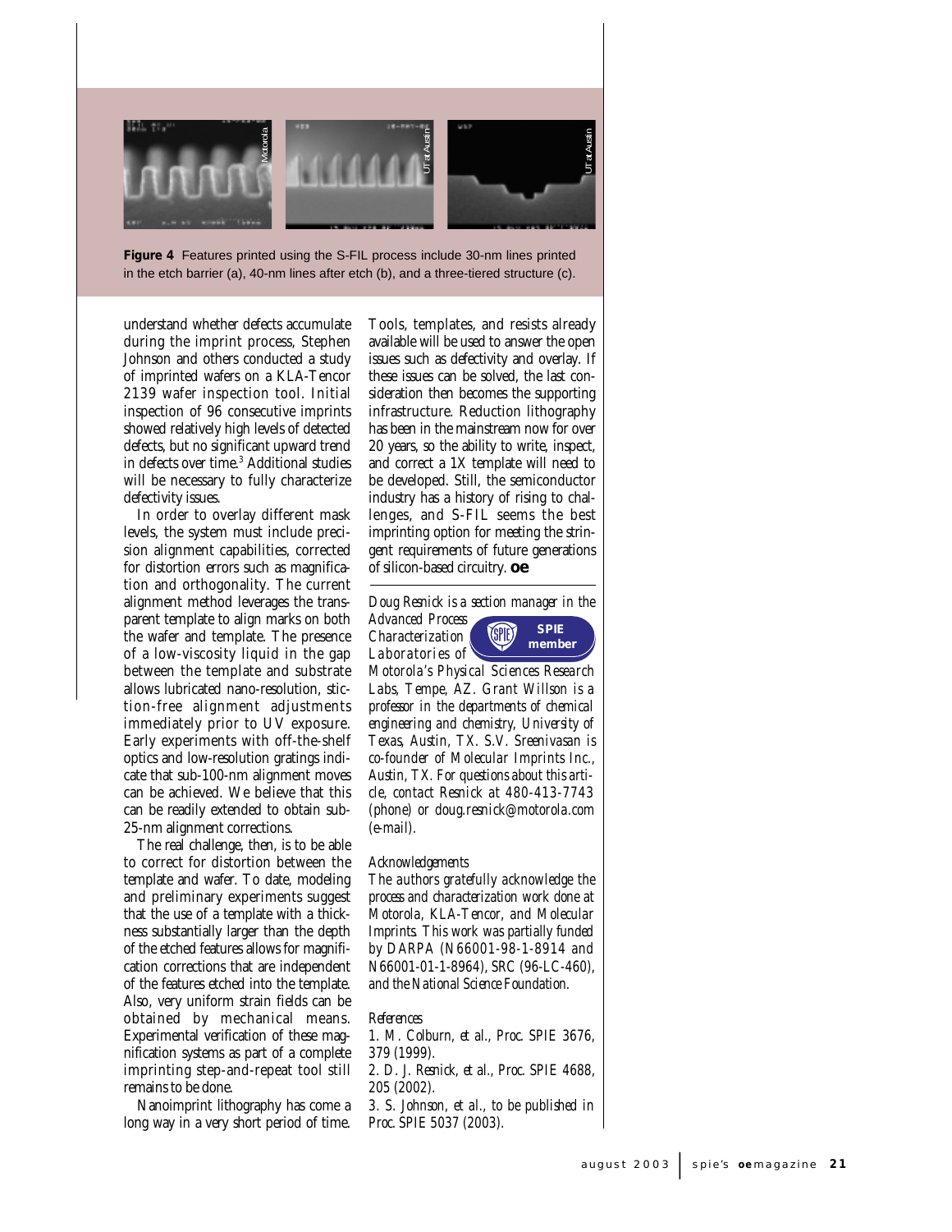**Figure 4** Features printed using the S-FIL process include 30-nm lines printed in the etch barrier (a), 40-nm lines after etch (b), and a three-tiered structure (c).

understand whether defects accumulate during the imprint process, Stephen Johnson and others conducted a study of imprinted wafers on a KLA-Tencor 2139 wafer inspection tool. Initial inspection of 96 consecutive imprints showed relatively high levels of detected defects, but no significant upward trend in defects over time.[3] Additional studies will be necessary to fully characterize defectivity issues.

In order to overlay different mask levels, the system must include precision alignment capabilities, corrected for distortion errors such as magnification and orthogonality. The current alignment method leverages the transparent template to align marks on both the wafer and template. The presence of a low-viscosity liquid in the gap between the template and substrate allows lubricated nano-resolution, stiction-free alignment adjustments immediately prior to UV exposure. Early experiments with off-the-shelf optics and low-resolution gratings indicate that sub-100-nm alignment moves can be achieved. We believe that this can be readily extended to obtain sub-25-nm alignment corrections.

The real challenge, then, is to be able to correct for distortion between the template and wafer. To date, modeling and preliminary experiments suggest that the use of a template with a thickness substantially larger than the depth of the etched features allows for magnification corrections that are independent of the features etched into the template. Also, very uniform strain fields can be obtained by mechanical means. Experimental verification of these magnification systems as part of a complete imprinting step-and-repeat tool still remains to be done.

Nanoimprint lithography has come a long way in a very short period of time. Tools, templates, and resists already available will be used to answer the open issues such as defectivity and overlay. If these issues can be solved, the last consideration then becomes the supporting infrastructure. Reduction lithography has been in the mainstream now for over 20 years, so the ability to write, inspect, and correct a 1X template will need to be developed. Still, the semiconductor industry has a history of rising to challenges, and S-FIL seems the best imprinting option for meeting the stringent requirements of future generations of silicon-based circuitry. **oe**

---

*Doug Resnick is a section manager in the Advanced Process Characterization Laboratories of Motorola's Physical Sciences Research Labs, Tempe, AZ. Grant Willson is a professor in the departments of chemical engineering and chemistry, University of Texas, Austin, TX. S.V. Sreenivasan is co-founder of Molecular Imprints Inc., Austin, TX. For questions about this article, contact Resnick at 480-413-7743 (phone) or doug.resnick@motorola.com (e-mail).*

**SPIE member**

*Acknowledgements*

*The authors gratefully acknowledge the process and characterization work done at Motorola, KLA-Tencor, and Molecular Imprints. This work was partially funded by DARPA (N66001-98-1-8914 and N66001-01-1-8964), SRC (96-LC-460), and the National Science Foundation.*

*References*

1. M. Colburn, et al., Proc. SPIE 3676, 379 (1999).
2. D. J. Resnick, et al., Proc. SPIE 4688, 205 (2002).
3. S. Johnson, et al., to be published in Proc. SPIE 5037 (2003).